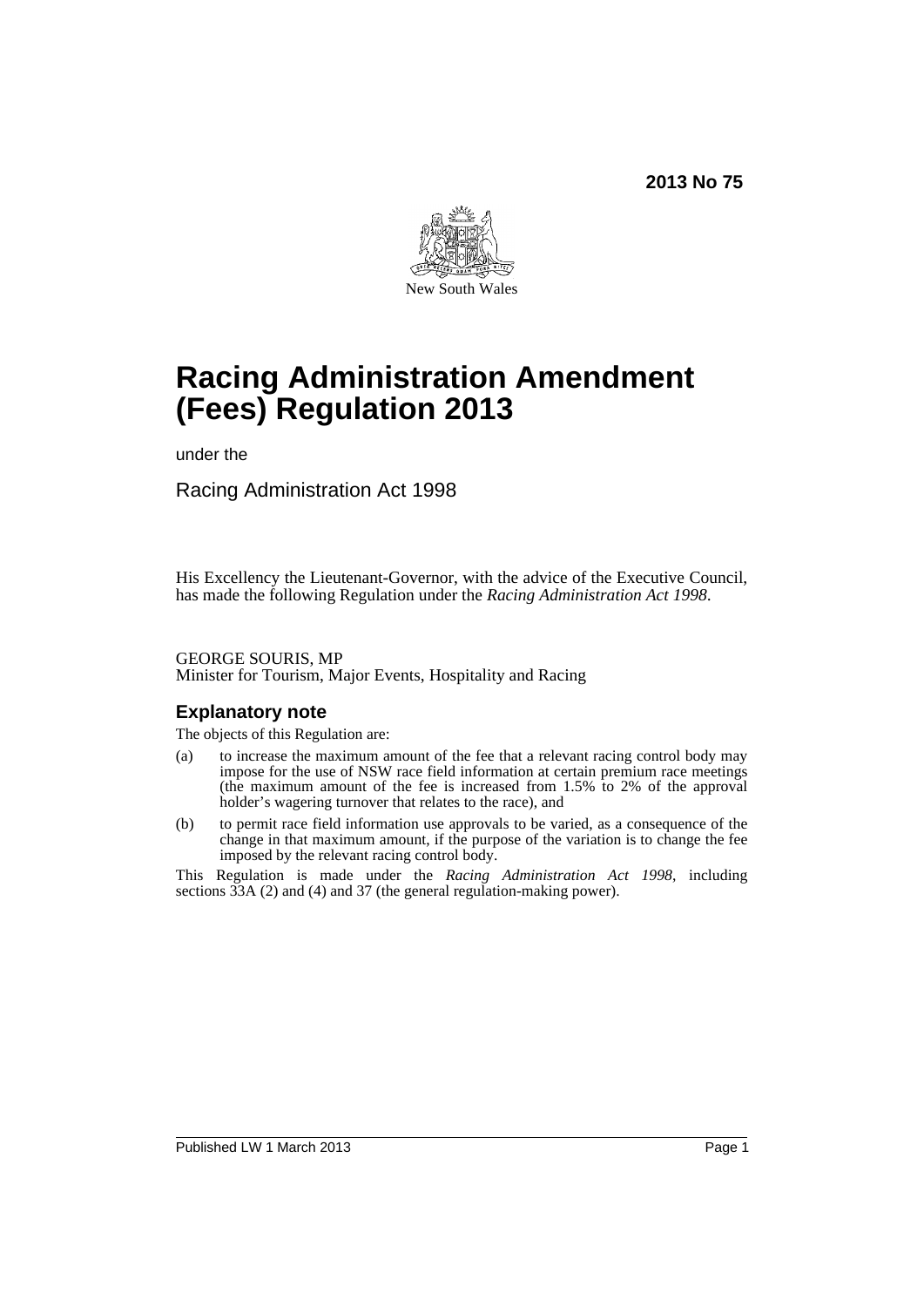**2013 No 75**

New South Wales

# Racing Administration Amendment (Fees) Regulation 2013

under the

Racing Administration Act 1998

His Excellency the Lieutenant-Governor, with the advice of the Executive Council, has made the following Regulation under the *Racing Administration Act 1998*.

GEORGE SOURIS, MP
Minister for Tourism, Major Events, Hospitality and Racing

## Explanatory note

The objects of this Regulation are:

(a) to increase the maximum amount of the fee that a relevant racing control body may impose for the use of NSW race field information at certain premium race meetings (the maximum amount of the fee is increased from 1.5% to 2% of the approval holder's wagering turnover that relates to the race), and

(b) to permit race field information use approvals to be varied, as a consequence of the change in that maximum amount, if the purpose of the variation is to change the fee imposed by the relevant racing control body.

This Regulation is made under the *Racing Administration Act 1998*, including sections 33A (2) and (4) and 37 (the general regulation-making power).

Published LW 1 March 2013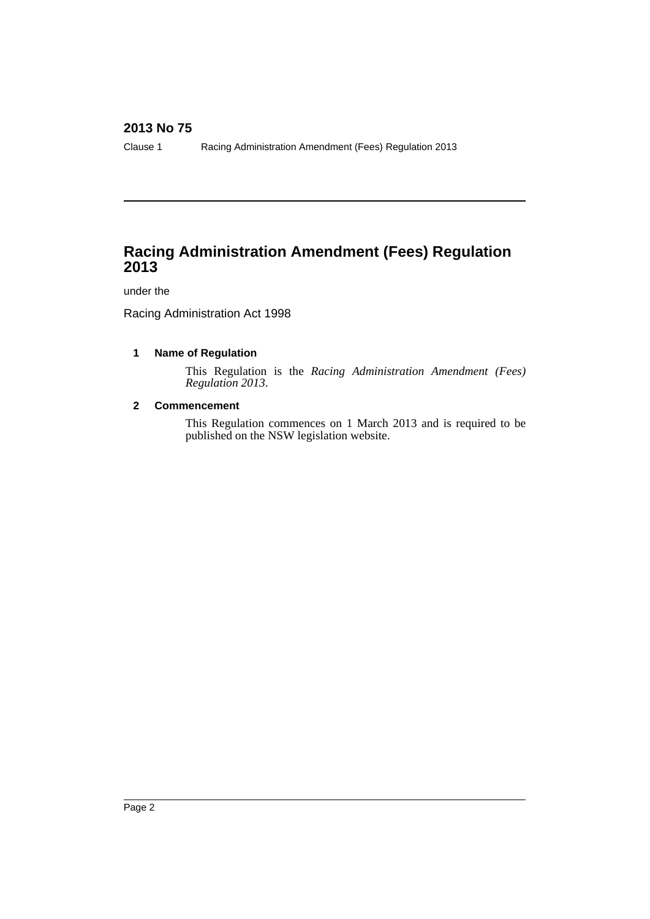# Racing Administration Amendment (Fees) Regulation 2013

under the

Racing Administration Act 1998

## 1 Name of Regulation

This Regulation is the *Racing Administration Amendment (Fees) Regulation 2013*.

## 2 Commencement

This Regulation commences on 1 March 2013 and is required to be published on the NSW legislation website.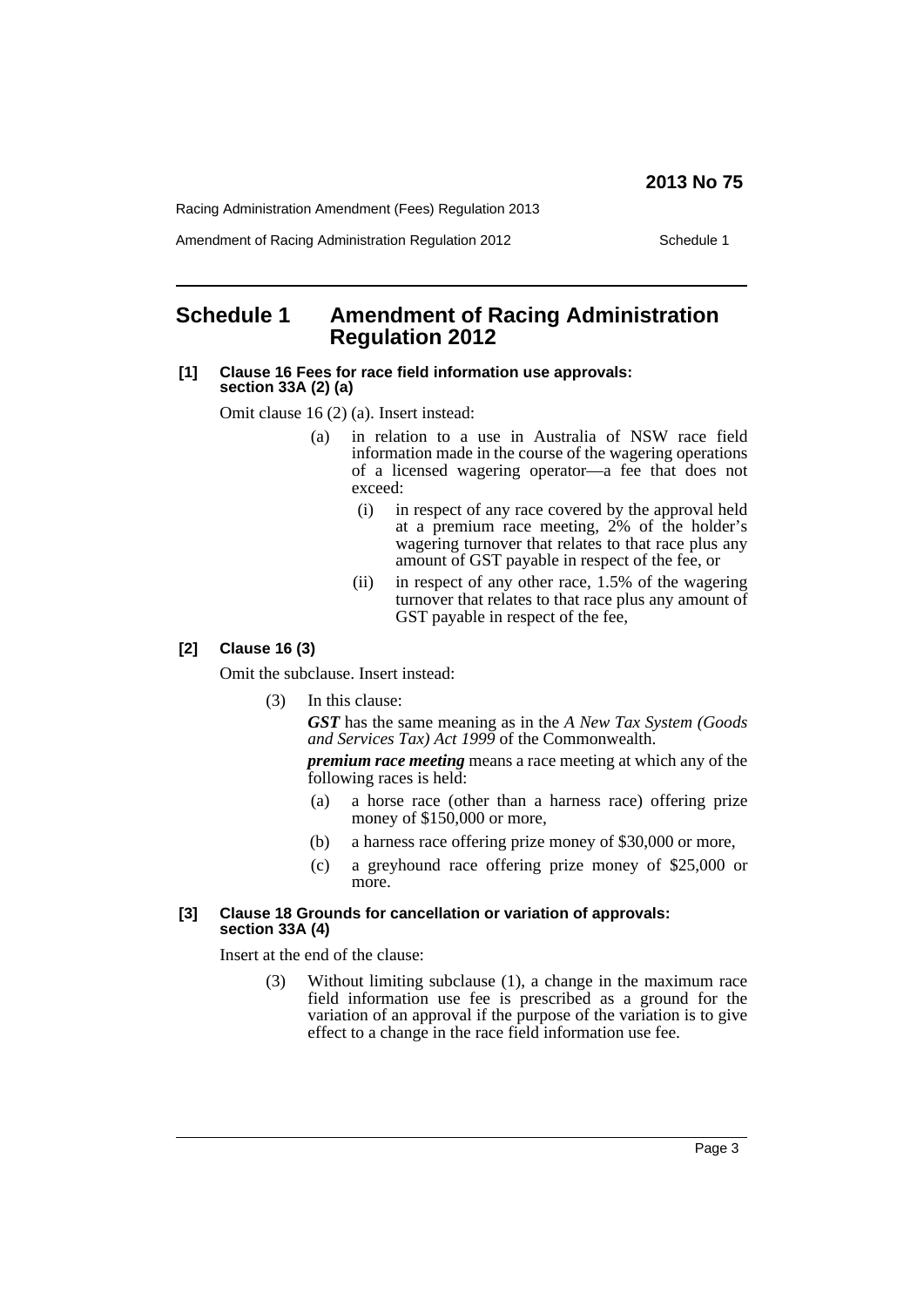# Schedule 1 Amendment of Racing Administration Regulation 2012

**[1] Clause 16 Fees for race field information use approvals: section 33A (2) (a)**

Omit clause 16 (2) (a). Insert instead:

(a) in relation to a use in Australia of NSW race field information made in the course of the wagering operations of a licensed wagering operator—a fee that does not exceed:

(i) in respect of any race covered by the approval held at a premium race meeting, 2% of the holder's wagering turnover that relates to that race plus any amount of GST payable in respect of the fee, or

(ii) in respect of any other race, 1.5% of the wagering turnover that relates to that race plus any amount of GST payable in respect of the fee,

**[2] Clause 16 (3)**

Omit the subclause. Insert instead:

(3) In this clause:

***GST*** has the same meaning as in the *A New Tax System (Goods and Services Tax) Act 1999* of the Commonwealth.

***premium race meeting*** means a race meeting at which any of the following races is held:

(a) a horse race (other than a harness race) offering prize money of $150,000 or more,

(b) a harness race offering prize money of $30,000 or more,

(c) a greyhound race offering prize money of $25,000 or more.

**[3] Clause 18 Grounds for cancellation or variation of approvals: section 33A (4)**

Insert at the end of the clause:

(3) Without limiting subclause (1), a change in the maximum race field information use fee is prescribed as a ground for the variation of an approval if the purpose of the variation is to give effect to a change in the race field information use fee.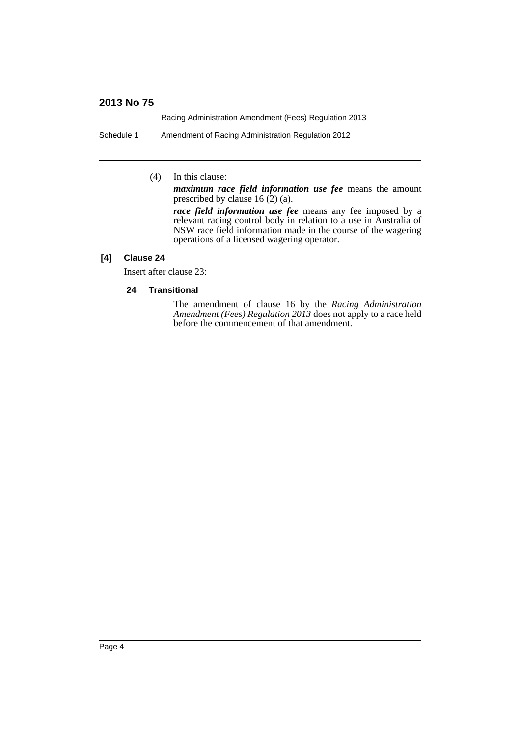(4) In this clause:

***maximum race field information use fee*** means the amount prescribed by clause 16 (2) (a).

***race field information use fee*** means any fee imposed by a relevant racing control body in relation to a use in Australia of NSW race field information made in the course of the wagering operations of a licensed wagering operator.

**[4] Clause 24**

Insert after clause 23:

**24 Transitional**

The amendment of clause 16 by the *Racing Administration Amendment (Fees) Regulation 2013* does not apply to a race held before the commencement of that amendment.